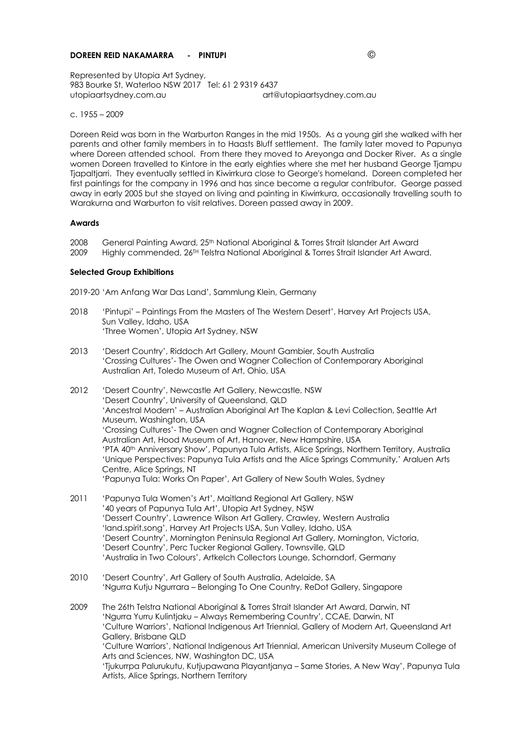**DOREEN REID NAKAMARRA - PINTUPI** ©

Represented by Utopia Art Sydney,
983 Bourke St, Waterloo NSW 2017 Tel: 61 2 9319 6437
utopiaartsydney.com.au art@utopiaartsydney.com.au

c. 1955 – 2009

Doreen Reid was born in the Warburton Ranges in the mid 1950s. As a young girl she walked with her parents and other family members in to Haasts Bluff settlement. The family later moved to Papunya where Doreen attended school. From there they moved to Areyonga and Docker River. As a single women Doreen travelled to Kintore in the early eighties where she met her husband George Tjampu Tjapaltjarri. They eventually settled in Kiwirrkura close to George's homeland. Doreen completed her first paintings for the company in 1996 and has since become a regular contributor. George passed away in early 2005 but she stayed on living and painting in Kiwirrkura, occasionally travelling south to Warakurna and Warburton to visit relatives. Doreen passed away in 2009.

**Awards**

2008 General Painting Award, 25th National Aboriginal & Torres Strait Islander Art Award
2009 Highly commended, 26TH Telstra National Aboriginal & Torres Strait Islander Art Award.

**Selected Group Exhibitions**

2019-20 'Am Anfang War Das Land', Sammlung Klein, Germany

2018 'Pintupi' – Paintings From the Masters of The Western Desert', Harvey Art Projects USA, Sun Valley, Idaho, USA
'Three Women', Utopia Art Sydney, NSW

2013 'Desert Country', Riddoch Art Gallery, Mount Gambier, South Australia
'Crossing Cultures'- The Owen and Wagner Collection of Contemporary Aboriginal Australian Art, Toledo Museum of Art, Ohio, USA

2012 'Desert Country', Newcastle Art Gallery, Newcastle, NSW
'Desert Country', University of Queensland, QLD
'Ancestral Modern' – Australian Aboriginal Art The Kaplan & Levi Collection, Seattle Art Museum, Washington, USA
'Crossing Cultures'- The Owen and Wagner Collection of Contemporary Aboriginal Australian Art, Hood Museum of Art, Hanover, New Hampshire, USA
'PTA 40th Anniversary Show', Papunya Tula Artists, Alice Springs, Northern Territory, Australia
'Unique Perspectives: Papunya Tula Artists and the Alice Springs Community,' Araluen Arts Centre, Alice Springs, NT
'Papunya Tula: Works On Paper', Art Gallery of New South Wales, Sydney

2011 'Papunya Tula Women's Art', Maitland Regional Art Gallery, NSW
'40 years of Papunya Tula Art', Utopia Art Sydney, NSW
'Dessert Country', Lawrence Wilson Art Gallery, Crawley, Western Australia
'land.spirit.song', Harvey Art Projects USA, Sun Valley, Idaho, USA
'Desert Country', Mornington Peninsula Regional Art Gallery, Mornington, Victoria,
'Desert Country', Perc Tucker Regional Gallery, Townsville, QLD
'Australia in Two Colours', Artkelch Collectors Lounge, Schorndorf, Germany

2010 'Desert Country', Art Gallery of South Australia, Adelaide, SA
'Ngurra Kutju Ngurrara – Belonging To One Country, ReDot Gallery, Singapore

2009 The 26th Telstra National Aboriginal & Torres Strait Islander Art Award, Darwin, NT
'Ngurra Yurru Kulintjaku – Always Remembering Country', CCAE, Darwin, NT
'Culture Warriors', National Indigenous Art Triennial, Gallery of Modern Art, Queensland Art Gallery, Brisbane QLD
'Culture Warriors', National Indigenous Art Triennial, American University Museum College of Arts and Sciences, NW, Washington DC, USA
'Tjukurrpa Palurukutu, Kutjupawana Playantjanya – Same Stories, A New Way', Papunya Tula Artists, Alice Springs, Northern Territory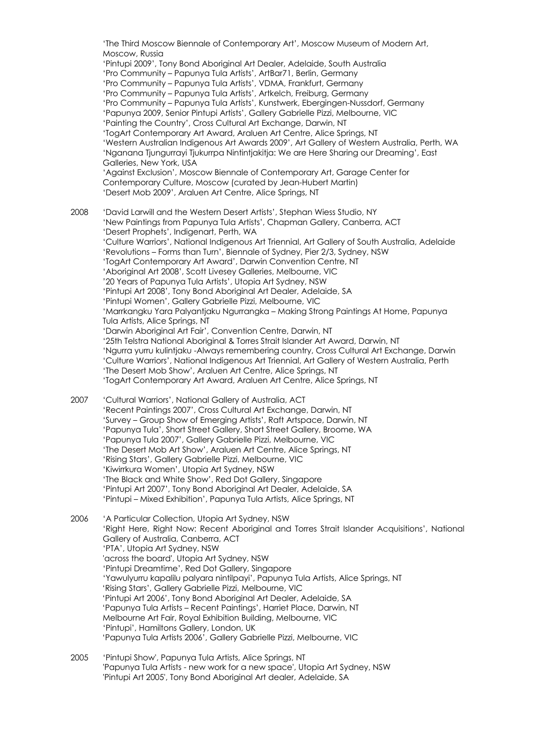'The Third Moscow Biennale of Contemporary Art', Moscow Museum of Modern Art, Moscow, Russia
'Pintupi 2009', Tony Bond Aboriginal Art Dealer, Adelaide, South Australia
'Pro Community – Papunya Tula Artists', ArtBar71, Berlin, Germany
'Pro Community – Papunya Tula Artists', VDMA, Frankfurt, Germany
'Pro Community – Papunya Tula Artists', Artkelch, Freiburg, Germany
'Pro Community – Papunya Tula Artists', Kunstwerk, Ebergingen-Nussdorf, Germany
'Papunya 2009, Senior Pintupi Artists', Gallery Gabrielle Pizzi, Melbourne, VIC
'Painting the Country', Cross Cultural Art Exchange, Darwin, NT
'TogArt Contemporary Art Award, Araluen Art Centre, Alice Springs, NT
'Western Australian Indigenous Art Awards 2009', Art Gallery of Western Australia, Perth, WA
'Nganana Tjungurrayi Tjukurrpa Nintintjakitja: We are Here Sharing our Dreaming', East Galleries, New York, USA
'Against Exclusion', Moscow Biennale of Contemporary Art, Garage Center for Contemporary Culture, Moscow (curated by Jean-Hubert Martin)
'Desert Mob 2009', Araluen Art Centre, Alice Springs, NT

2008 'David Larwill and the Western Desert Artists', Stephan Wiess Studio, NY
'New Paintings from Papunya Tula Artists', Chapman Gallery, Canberra, ACT
'Desert Prophets', Indigenart, Perth, WA
'Culture Warriors', National Indigenous Art Triennial, Art Gallery of South Australia, Adelaide
'Revolutions – Forms than Turn', Biennale of Sydney, Pier 2/3, Sydney, NSW
'TogArt Contemporary Art Award', Darwin Convention Centre, NT
'Aboriginal Art 2008', Scott Livesey Galleries, Melbourne, VIC
'20 Years of Papunya Tula Artists', Utopia Art Sydney, NSW
'Pintupi Art 2008', Tony Bond Aboriginal Art Dealer, Adelaide, SA
'Pintupi Women', Gallery Gabrielle Pizzi, Melbourne, VIC
'Marrkangku Yara Palyantjaku Ngurrangka – Making Strong Paintings At Home, Papunya Tula Artists, Alice Springs, NT
'Darwin Aboriginal Art Fair', Convention Centre, Darwin, NT
'25th Telstra National Aboriginal & Torres Strait Islander Art Award, Darwin, NT
'Ngurra yurru kulintjaku -Always remembering country, Cross Cultural Art Exchange, Darwin
'Culture Warriors', National Indigenous Art Triennial, Art Gallery of Western Australia, Perth
'The Desert Mob Show', Araluen Art Centre, Alice Springs, NT
'TogArt Contemporary Art Award, Araluen Art Centre, Alice Springs, NT

2007 'Cultural Warriors', National Gallery of Australia, ACT
'Recent Paintings 2007', Cross Cultural Art Exchange, Darwin, NT
'Survey – Group Show of Emerging Artists', Raft Artspace, Darwin, NT
'Papunya Tula', Short Street Gallery, Short Street Gallery, Broome, WA
'Papunya Tula 2007', Gallery Gabrielle Pizzi, Melbourne, VIC
'The Desert Mob Art Show', Araluen Art Centre, Alice Springs, NT
'Rising Stars', Gallery Gabrielle Pizzi, Melbourne, VIC
'Kiwirrkura Women', Utopia Art Sydney, NSW
'The Black and White Show', Red Dot Gallery, Singapore
'Pintupi Art 2007', Tony Bond Aboriginal Art Dealer, Adelaide, SA
'Pintupi – Mixed Exhibition', Papunya Tula Artists, Alice Springs, NT

2006 'A Particular Collection, Utopia Art Sydney, NSW
'Right Here, Right Now: Recent Aboriginal and Torres Strait Islander Acquisitions', National Gallery of Australia, Canberra, ACT
'PTA', Utopia Art Sydney, NSW
'across the board', Utopia Art Sydney, NSW
'Pintupi Dreamtime', Red Dot Gallery, Singapore
'Yawulyurru kapalilu palyara nintilpayi', Papunya Tula Artists, Alice Springs, NT
'Rising Stars', Gallery Gabrielle Pizzi, Melbourne, VIC
'Pintupi Art 2006', Tony Bond Aboriginal Art Dealer, Adelaide, SA
'Papunya Tula Artists – Recent Paintings', Harriet Place, Darwin, NT
Melbourne Art Fair, Royal Exhibition Building, Melbourne, VIC
'Pintupi', Hamiltons Gallery, London, UK
'Papunya Tula Artists 2006', Gallery Gabrielle Pizzi, Melbourne, VIC

2005 'Pintupi Show', Papunya Tula Artists, Alice Springs, NT
'Papunya Tula Artists - new work for a new space', Utopia Art Sydney, NSW
'Pintupi Art 2005', Tony Bond Aboriginal Art dealer, Adelaide, SA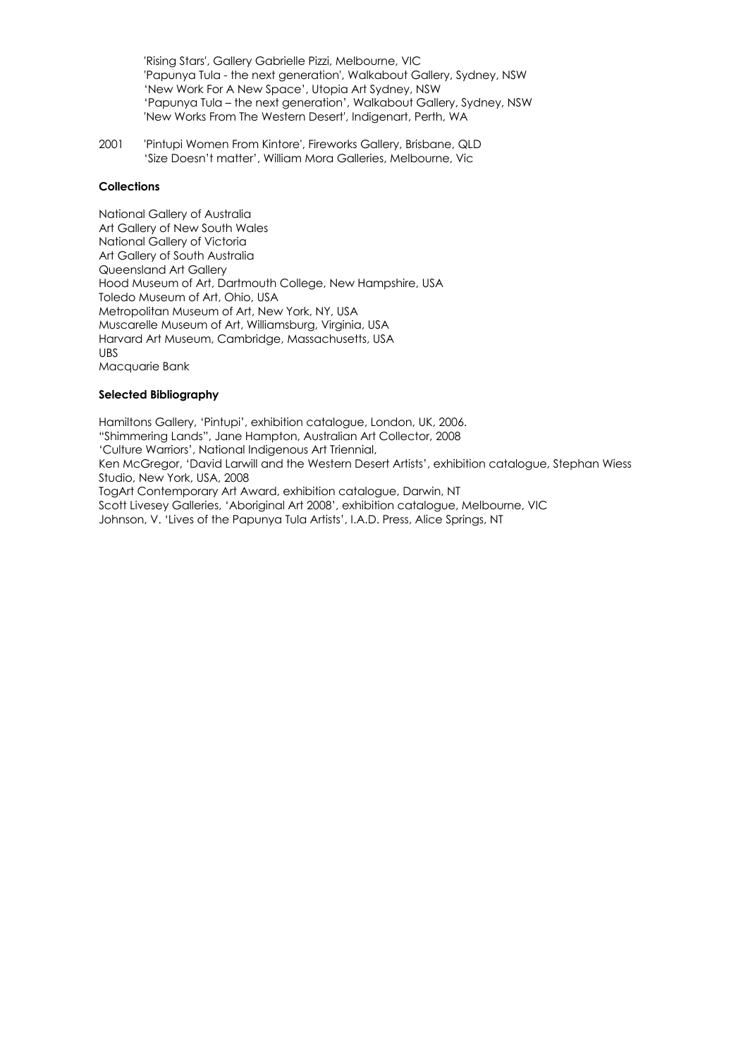'Rising Stars', Gallery Gabrielle Pizzi, Melbourne, VIC
'Papunya Tula - the next generation', Walkabout Gallery, Sydney, NSW
'New Work For A New Space', Utopia Art Sydney, NSW
'Papunya Tula – the next generation', Walkabout Gallery, Sydney, NSW
'New Works From The Western Desert', Indigenart, Perth, WA

2001 'Pintupi Women From Kintore', Fireworks Gallery, Brisbane, QLD
'Size Doesn't matter', William Mora Galleries, Melbourne, Vic

**Collections**

National Gallery of Australia
Art Gallery of New South Wales
National Gallery of Victoria
Art Gallery of South Australia
Queensland Art Gallery
Hood Museum of Art, Dartmouth College, New Hampshire, USA
Toledo Museum of Art, Ohio, USA
Metropolitan Museum of Art, New York, NY, USA
Muscarelle Museum of Art, Williamsburg, Virginia, USA
Harvard Art Museum, Cambridge, Massachusetts, USA
UBS
Macquarie Bank

**Selected Bibliography**

Hamiltons Gallery, 'Pintupi', exhibition catalogue, London, UK, 2006.
"Shimmering Lands", Jane Hampton, Australian Art Collector, 2008
'Culture Warriors', National Indigenous Art Triennial,
Ken McGregor, 'David Larwill and the Western Desert Artists', exhibition catalogue, Stephan Wiess Studio, New York, USA, 2008
TogArt Contemporary Art Award, exhibition catalogue, Darwin, NT
Scott Livesey Galleries, 'Aboriginal Art 2008', exhibition catalogue, Melbourne, VIC
Johnson, V. 'Lives of the Papunya Tula Artists', I.A.D. Press, Alice Springs, NT